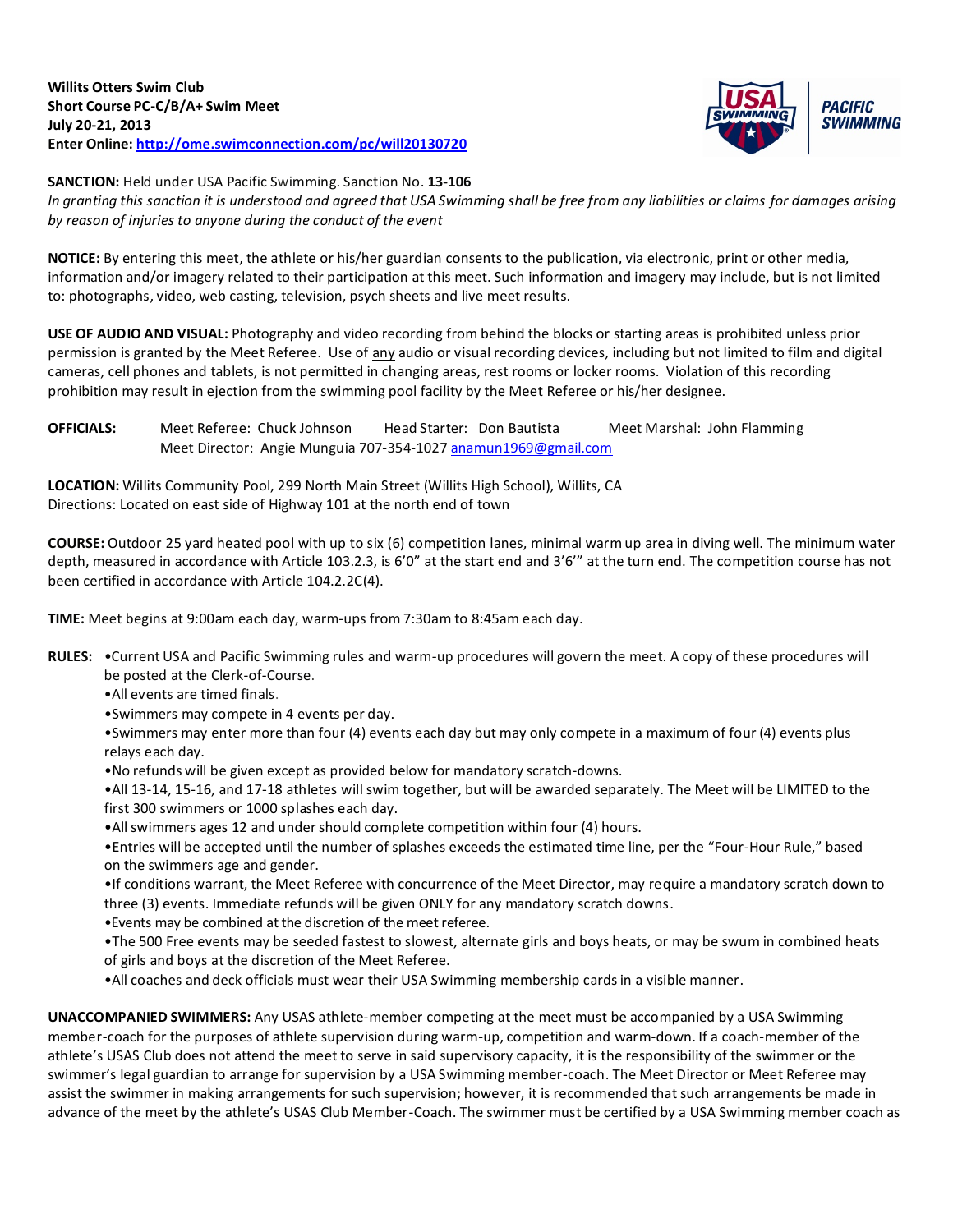**Willits Otters Swim Club**
**Short Course PC-C/B/A+ Swim Meet**
**July 20-21, 2013**
**Enter Online: http://ome.swimconnection.com/pc/will20130720**

**SANCTION:** Held under USA Pacific Swimming. Sanction No. **13-106**
*In granting this sanction it is understood and agreed that USA Swimming shall be free from any liabilities or claims for damages arising by reason of injuries to anyone during the conduct of the event*

**NOTICE:** By entering this meet, the athlete or his/her guardian consents to the publication, via electronic, print or other media, information and/or imagery related to their participation at this meet. Such information and imagery may include, but is not limited to: photographs, video, web casting, television, psych sheets and live meet results.

**USE OF AUDIO AND VISUAL:** Photography and video recording from behind the blocks or starting areas is prohibited unless prior permission is granted by the Meet Referee. Use of any audio or visual recording devices, including but not limited to film and digital cameras, cell phones and tablets, is not permitted in changing areas, rest rooms or locker rooms. Violation of this recording prohibition may result in ejection from the swimming pool facility by the Meet Referee or his/her designee.

**OFFICIALS:** Meet Referee: Chuck Johnson Head Starter: Don Bautista Meet Marshal: John Flamming
Meet Director: Angie Munguia 707-354-1027 anamun1969@gmail.com

**LOCATION:** Willits Community Pool, 299 North Main Street (Willits High School), Willits, CA
Directions: Located on east side of Highway 101 at the north end of town

**COURSE:** Outdoor 25 yard heated pool with up to six (6) competition lanes, minimal warm up area in diving well. The minimum water depth, measured in accordance with Article 103.2.3, is 6'0" at the start end and 3'6'" at the turn end. The competition course has not been certified in accordance with Article 104.2.2C(4).

**TIME:** Meet begins at 9:00am each day, warm-ups from 7:30am to 8:45am each day.

**RULES:**
- Current USA and Pacific Swimming rules and warm-up procedures will govern the meet. A copy of these procedures will be posted at the Clerk-of-Course.
- All events are timed finals.
- Swimmers may compete in 4 events per day.
- Swimmers may enter more than four (4) events each day but may only compete in a maximum of four (4) events plus relays each day.
- No refunds will be given except as provided below for mandatory scratch-downs.
- All 13-14, 15-16, and 17-18 athletes will swim together, but will be awarded separately. The Meet will be LIMITED to the first 300 swimmers or 1000 splashes each day.
- All swimmers ages 12 and under should complete competition within four (4) hours.
- Entries will be accepted until the number of splashes exceeds the estimated time line, per the "Four-Hour Rule," based on the swimmers age and gender.
- If conditions warrant, the Meet Referee with concurrence of the Meet Director, may require a mandatory scratch down to three (3) events. Immediate refunds will be given ONLY for any mandatory scratch downs.
- Events may be combined at the discretion of the meet referee.
- The 500 Free events may be seeded fastest to slowest, alternate girls and boys heats, or may be swum in combined heats of girls and boys at the discretion of the Meet Referee.
- All coaches and deck officials must wear their USA Swimming membership cards in a visible manner.

**UNACCOMPANIED SWIMMERS:** Any USAS athlete-member competing at the meet must be accompanied by a USA Swimming member-coach for the purposes of athlete supervision during warm-up, competition and warm-down. If a coach-member of the athlete's USAS Club does not attend the meet to serve in said supervisory capacity, it is the responsibility of the swimmer or the swimmer's legal guardian to arrange for supervision by a USA Swimming member-coach. The Meet Director or Meet Referee may assist the swimmer in making arrangements for such supervision; however, it is recommended that such arrangements be made in advance of the meet by the athlete's USAS Club Member-Coach. The swimmer must be certified by a USA Swimming member coach as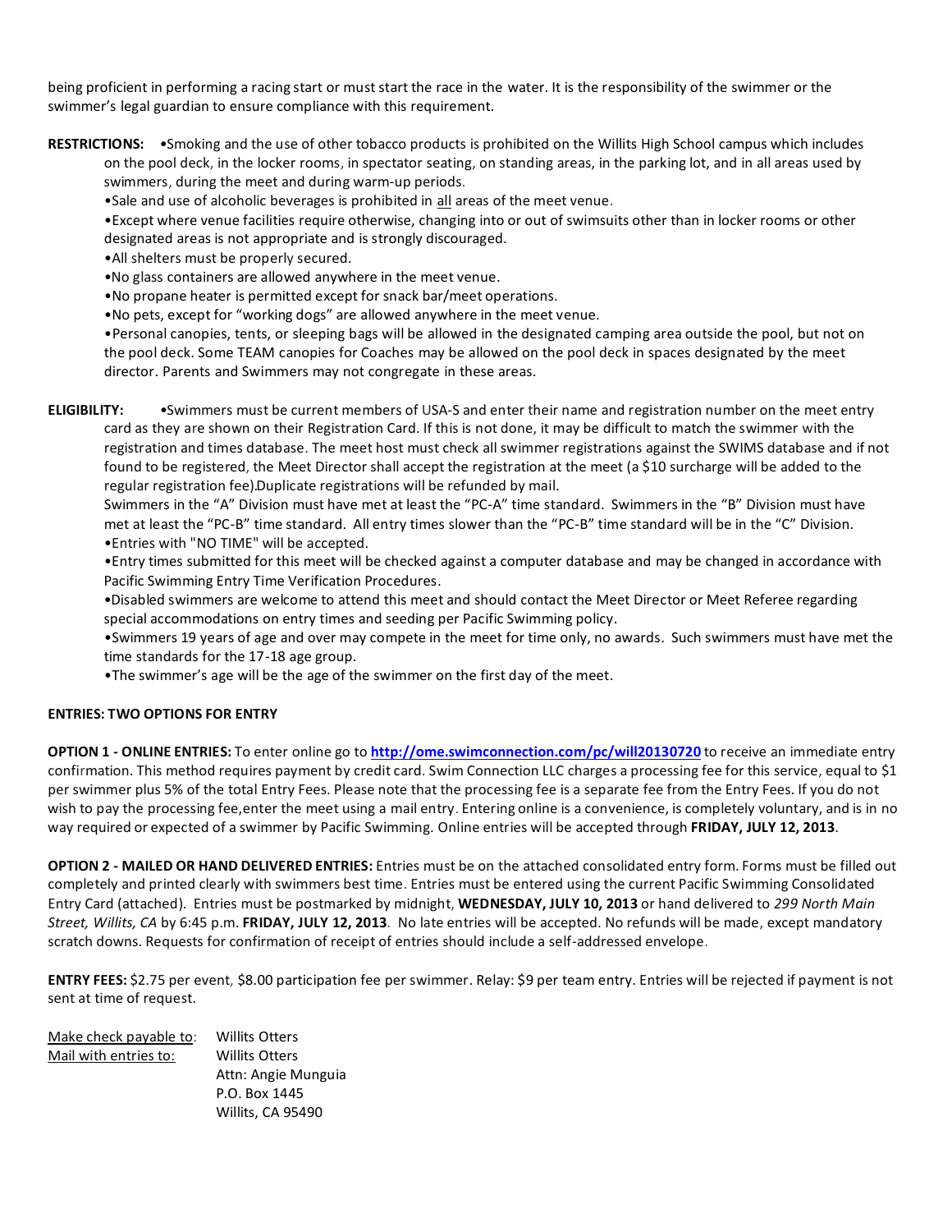being proficient in performing a racing start or must start the race in the water. It is the responsibility of the swimmer or the swimmer's legal guardian to ensure compliance with this requirement.

**RESTRICTIONS:** •Smoking and the use of other tobacco products is prohibited on the Willits High School campus which includes on the pool deck, in the locker rooms, in spectator seating, on standing areas, in the parking lot, and in all areas used by swimmers, during the meet and during warm-up periods.

•Sale and use of alcoholic beverages is prohibited in all areas of the meet venue.

•Except where venue facilities require otherwise, changing into or out of swimsuits other than in locker rooms or other designated areas is not appropriate and is strongly discouraged.

•All shelters must be properly secured.

•No glass containers are allowed anywhere in the meet venue.

•No propane heater is permitted except for snack bar/meet operations.

•No pets, except for "working dogs" are allowed anywhere in the meet venue.

•Personal canopies, tents, or sleeping bags will be allowed in the designated camping area outside the pool, but not on the pool deck. Some TEAM canopies for Coaches may be allowed on the pool deck in spaces designated by the meet director. Parents and Swimmers may not congregate in these areas.

**ELIGIBILITY:** •Swimmers must be current members of USA-S and enter their name and registration number on the meet entry card as they are shown on their Registration Card. If this is not done, it may be difficult to match the swimmer with the registration and times database. The meet host must check all swimmer registrations against the SWIMS database and if not found to be registered, the Meet Director shall accept the registration at the meet (a $10 surcharge will be added to the regular registration fee).Duplicate registrations will be refunded by mail.

Swimmers in the "A" Division must have met at least the "PC-A" time standard. Swimmers in the "B" Division must have met at least the "PC-B" time standard. All entry times slower than the "PC-B" time standard will be in the "C" Division.

•Entries with "NO TIME" will be accepted.

•Entry times submitted for this meet will be checked against a computer database and may be changed in accordance with Pacific Swimming Entry Time Verification Procedures.

•Disabled swimmers are welcome to attend this meet and should contact the Meet Director or Meet Referee regarding special accommodations on entry times and seeding per Pacific Swimming policy.

•Swimmers 19 years of age and over may compete in the meet for time only, no awards. Such swimmers must have met the time standards for the 17-18 age group.

•The swimmer's age will be the age of the swimmer on the first day of the meet.

**ENTRIES: TWO OPTIONS FOR ENTRY**

**OPTION 1 - ONLINE ENTRIES:** To enter online go to **http://ome.swimconnection.com/pc/will20130720** to receive an immediate entry confirmation. This method requires payment by credit card. Swim Connection LLC charges a processing fee for this service, equal to $1 per swimmer plus 5% of the total Entry Fees. Please note that the processing fee is a separate fee from the Entry Fees. If you do not wish to pay the processing fee,enter the meet using a mail entry. Entering online is a convenience, is completely voluntary, and is in no way required or expected of a swimmer by Pacific Swimming. Online entries will be accepted through **FRIDAY, JULY 12, 2013**.

**OPTION 2 - MAILED OR HAND DELIVERED ENTRIES:** Entries must be on the attached consolidated entry form. Forms must be filled out completely and printed clearly with swimmers best time. Entries must be entered using the current Pacific Swimming Consolidated Entry Card (attached). Entries must be postmarked by midnight, **WEDNESDAY, JULY 10, 2013** or hand delivered to *299 North Main Street, Willits, CA* by 6:45 p.m. **FRIDAY, JULY 12, 2013**. No late entries will be accepted. No refunds will be made, except mandatory scratch downs. Requests for confirmation of receipt of entries should include a self-addressed envelope.

**ENTRY FEES:** $2.75 per event, $8.00 participation fee per swimmer. Relay: $9 per team entry. Entries will be rejected if payment is not sent at time of request.

Make check payable to: Willits Otters

Mail with entries to: Willits Otters
Attn: Angie Munguia
P.O. Box 1445
Willits, CA 95490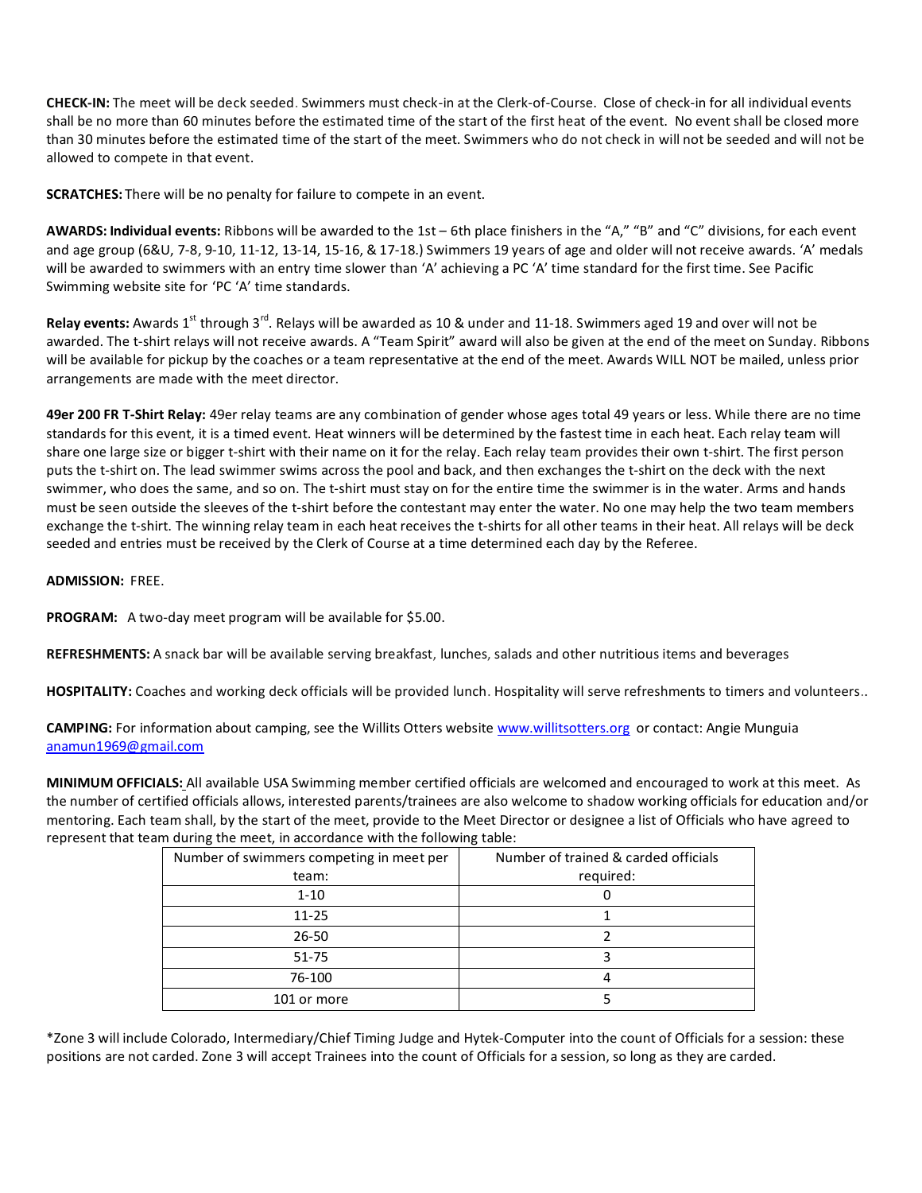**CHECK-IN:** The meet will be deck seeded. Swimmers must check-in at the Clerk-of-Course. Close of check-in for all individual events shall be no more than 60 minutes before the estimated time of the start of the first heat of the event. No event shall be closed more than 30 minutes before the estimated time of the start of the meet. Swimmers who do not check in will not be seeded and will not be allowed to compete in that event.

**SCRATCHES:** There will be no penalty for failure to compete in an event.

**AWARDS: Individual events:** Ribbons will be awarded to the 1st – 6th place finishers in the "A," "B" and "C" divisions, for each event and age group (6&U, 7-8, 9-10, 11-12, 13-14, 15-16, & 17-18.) Swimmers 19 years of age and older will not receive awards. 'A' medals will be awarded to swimmers with an entry time slower than 'A' achieving a PC 'A' time standard for the first time. See Pacific Swimming website site for 'PC 'A' time standards.

**Relay events:** Awards 1st through 3rd. Relays will be awarded as 10 & under and 11-18. Swimmers aged 19 and over will not be awarded. The t-shirt relays will not receive awards. A "Team Spirit" award will also be given at the end of the meet on Sunday. Ribbons will be available for pickup by the coaches or a team representative at the end of the meet. Awards WILL NOT be mailed, unless prior arrangements are made with the meet director.

**49er 200 FR T-Shirt Relay:** 49er relay teams are any combination of gender whose ages total 49 years or less. While there are no time standards for this event, it is a timed event. Heat winners will be determined by the fastest time in each heat. Each relay team will share one large size or bigger t-shirt with their name on it for the relay. Each relay team provides their own t-shirt. The first person puts the t-shirt on. The lead swimmer swims across the pool and back, and then exchanges the t-shirt on the deck with the next swimmer, who does the same, and so on. The t-shirt must stay on for the entire time the swimmer is in the water. Arms and hands must be seen outside the sleeves of the t-shirt before the contestant may enter the water. No one may help the two team members exchange the t-shirt. The winning relay team in each heat receives the t-shirts for all other teams in their heat. All relays will be deck seeded and entries must be received by the Clerk of Course at a time determined each day by the Referee.

**ADMISSION:** FREE.

**PROGRAM:** A two-day meet program will be available for $5.00.

**REFRESHMENTS:** A snack bar will be available serving breakfast, lunches, salads and other nutritious items and beverages

**HOSPITALITY:** Coaches and working deck officials will be provided lunch. Hospitality will serve refreshments to timers and volunteers..

**CAMPING:** For information about camping, see the Willits Otters website www.willitsotters.org or contact: Angie Munguia anamun1969@gmail.com

**MINIMUM OFFICIALS:** All available USA Swimming member certified officials are welcomed and encouraged to work at this meet. As the number of certified officials allows, interested parents/trainees are also welcome to shadow working officials for education and/or mentoring. Each team shall, by the start of the meet, provide to the Meet Director or designee a list of Officials who have agreed to represent that team during the meet, in accordance with the following table:

| Number of swimmers competing in meet per team: | Number of trained & carded officials required: |
|---|---|
| 1-10 | 0 |
| 11-25 | 1 |
| 26-50 | 2 |
| 51-75 | 3 |
| 76-100 | 4 |
| 101 or more | 5 |

*Zone 3 will include Colorado, Intermediary/Chief Timing Judge and Hytek-Computer into the count of Officials for a session: these positions are not carded. Zone 3 will accept Trainees into the count of Officials for a session, so long as they are carded.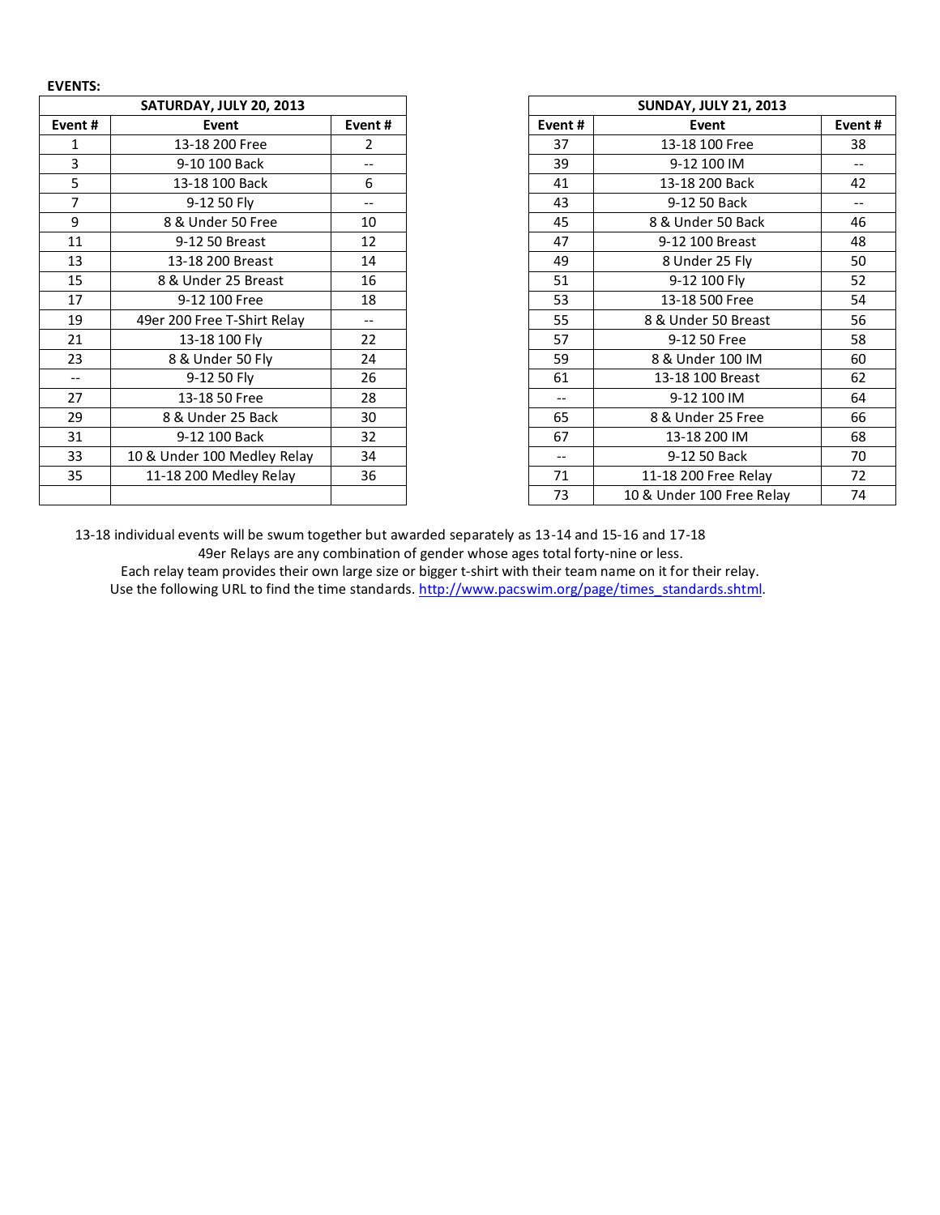**EVENTS:**

| SATURDAY, JULY 20, 2013 | | |
|---|---|---|
| **Event #** | **Event** | **Event #** |
| 1 | 13-18 200 Free | 2 |
| 3 | 9-10 100 Back | -- |
| 5 | 13-18 100 Back | 6 |
| 7 | 9-12 50 Fly | -- |
| 9 | 8 & Under 50 Free | 10 |
| 11 | 9-12 50 Breast | 12 |
| 13 | 13-18 200 Breast | 14 |
| 15 | 8 & Under 25 Breast | 16 |
| 17 | 9-12 100 Free | 18 |
| 19 | 49er 200 Free T-Shirt Relay | -- |
| 21 | 13-18 100 Fly | 22 |
| 23 | 8 & Under 50 Fly | 24 |
| -- | 9-12 50 Fly | 26 |
| 27 | 13-18 50 Free | 28 |
| 29 | 8 & Under 25 Back | 30 |
| 31 | 9-12 100 Back | 32 |
| 33 | 10 & Under 100 Medley Relay | 34 |
| 35 | 11-18 200 Medley Relay | 36 |

| SUNDAY, JULY 21, 2013 | | |
|---|---|---|
| **Event #** | **Event** | **Event #** |
| 37 | 13-18 100 Free | 38 |
| 39 | 9-12 100 IM | -- |
| 41 | 13-18 200 Back | 42 |
| 43 | 9-12 50 Back | -- |
| 45 | 8 & Under 50 Back | 46 |
| 47 | 9-12 100 Breast | 48 |
| 49 | 8 Under 25 Fly | 50 |
| 51 | 9-12 100 Fly | 52 |
| 53 | 13-18 500 Free | 54 |
| 55 | 8 & Under 50 Breast | 56 |
| 57 | 9-12 50 Free | 58 |
| 59 | 8 & Under 100 IM | 60 |
| 61 | 13-18 100 Breast | 62 |
| -- | 9-12 100 IM | 64 |
| 65 | 8 & Under 25 Free | 66 |
| 67 | 13-18 200 IM | 68 |
| -- | 9-12 50 Back | 70 |
| 71 | 11-18 200 Free Relay | 72 |
| 73 | 10 & Under 100 Free Relay | 74 |

13-18 individual events will be swum together but awarded separately as 13-14 and 15-16 and 17-18

49er Relays are any combination of gender whose ages total forty-nine or less.

Each relay team provides their own large size or bigger t-shirt with their team name on it for their relay.

Use the following URL to find the time standards. http://www.pacswim.org/page/times_standards.shtml.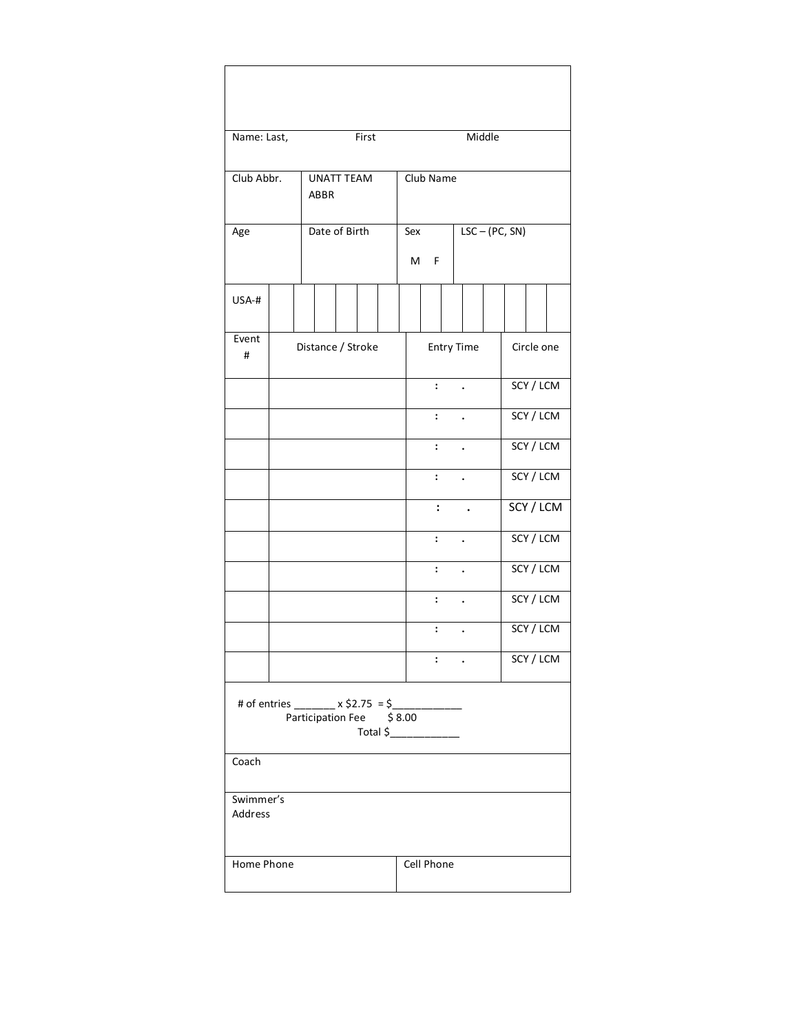| | | | | |
|---|---|---|---|---|
| Name: Last, | | First | | Middle |
| Club Abbr. | UNATT TEAM ABBR | Club Name | | |
| Age | Date of Birth | Sex<br>M F | LSC – (PC, SN) | |

| USA-# | | | | | | | | | | | | | | |
|---|---|---|---|---|---|---|---|---|---|---|---|---|---|---|
| | | | | | | | | | | | | | | |

| Event # | Distance / Stroke | Entry Time | Circle one |
|---|---|---|---|
| | | : . | SCY / LCM |
| | | : . | SCY / LCM |
| | | : . | SCY / LCM |
| | | : . | SCY / LCM |
| | | : . | SCY / LCM |
| | | : . | SCY / LCM |
| | | : . | SCY / LCM |
| | | : . | SCY / LCM |
| | | : . | SCY / LCM |
| | | : . | SCY / LCM |

# of entries _______ x $2.75 = $____________
Participation Fee $ 8.00
Total $____________

| | |
|---|---|
| Coach | |
| Swimmer's Address | |
| Home Phone | Cell Phone |